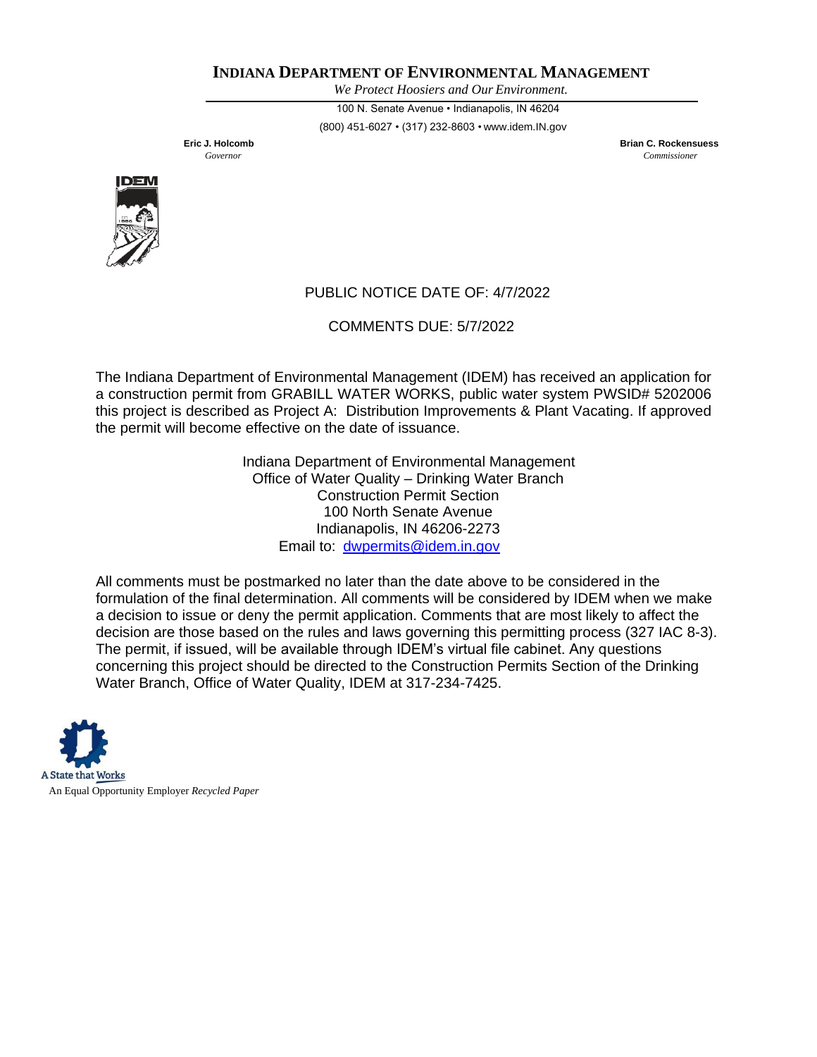# INDIANA DEPARTMENT OF ENVIRONMENTAL MANAGEMENT

*We Protect Hoosiers and Our Environment.*

100 N. Senate Avenue • Indianapolis, IN 46204

(800) 451-6027 • (317) 232-8603 • www.idem.IN.gov

**Eric J. Holcomb**
*Governor*

**Brian C. Rockensuess**
*Commissioner*

PUBLIC NOTICE DATE OF: 4/7/2022

COMMENTS DUE: 5/7/2022

The Indiana Department of Environmental Management (IDEM) has received an application for a construction permit from GRABILL WATER WORKS, public water system PWSID# 5202006 this project is described as Project A: Distribution Improvements & Plant Vacating. If approved the permit will become effective on the date of issuance.

Indiana Department of Environmental Management
Office of Water Quality – Drinking Water Branch
Construction Permit Section
100 North Senate Avenue
Indianapolis, IN 46206-2273
Email to: dwpermits@idem.in.gov

All comments must be postmarked no later than the date above to be considered in the formulation of the final determination. All comments will be considered by IDEM when we make a decision to issue or deny the permit application. Comments that are most likely to affect the decision are those based on the rules and laws governing this permitting process (327 IAC 8-3). The permit, if issued, will be available through IDEM's virtual file cabinet. Any questions concerning this project should be directed to the Construction Permits Section of the Drinking Water Branch, Office of Water Quality, IDEM at 317-234-7425.

A State that Works

An Equal Opportunity Employer *Recycled Paper*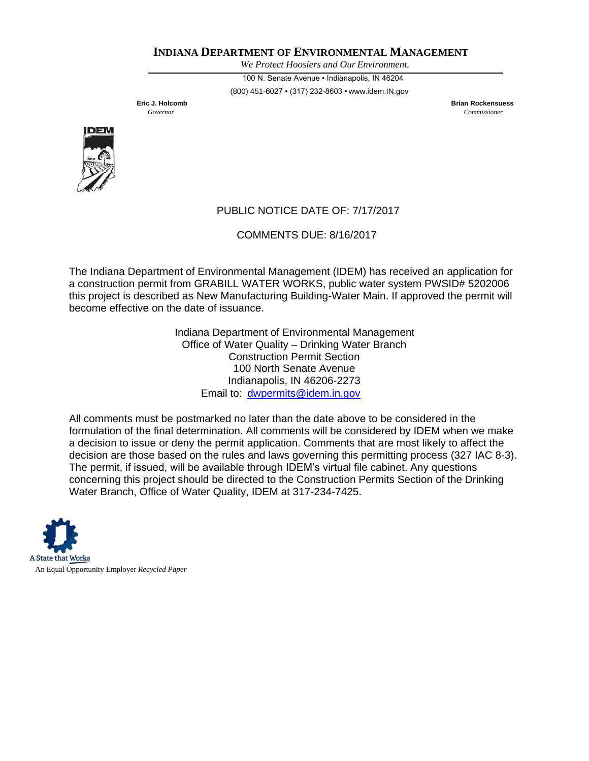# INDIANA DEPARTMENT OF ENVIRONMENTAL MANAGEMENT

*We Protect Hoosiers and Our Environment.*

100 N. Senate Avenue • Indianapolis, IN 46204

(800) 451-6027 • (317) 232-8603 • www.idem.IN.gov

**Eric J. Holcomb**
*Governor*

**Brian Rockensuess**
*Commissioner*

PUBLIC NOTICE DATE OF: 7/17/2017

COMMENTS DUE: 8/16/2017

The Indiana Department of Environmental Management (IDEM) has received an application for a construction permit from GRABILL WATER WORKS, public water system PWSID# 5202006 this project is described as New Manufacturing Building-Water Main. If approved the permit will become effective on the date of issuance.

Indiana Department of Environmental Management
Office of Water Quality – Drinking Water Branch
Construction Permit Section
100 North Senate Avenue
Indianapolis, IN 46206-2273
Email to: dwpermits@idem.in.gov

All comments must be postmarked no later than the date above to be considered in the formulation of the final determination. All comments will be considered by IDEM when we make a decision to issue or deny the permit application. Comments that are most likely to affect the decision are those based on the rules and laws governing this permitting process (327 IAC 8-3). The permit, if issued, will be available through IDEM's virtual file cabinet. Any questions concerning this project should be directed to the Construction Permits Section of the Drinking Water Branch, Office of Water Quality, IDEM at 317-234-7425.

A State that Works

An Equal Opportunity Employer *Recycled Paper*